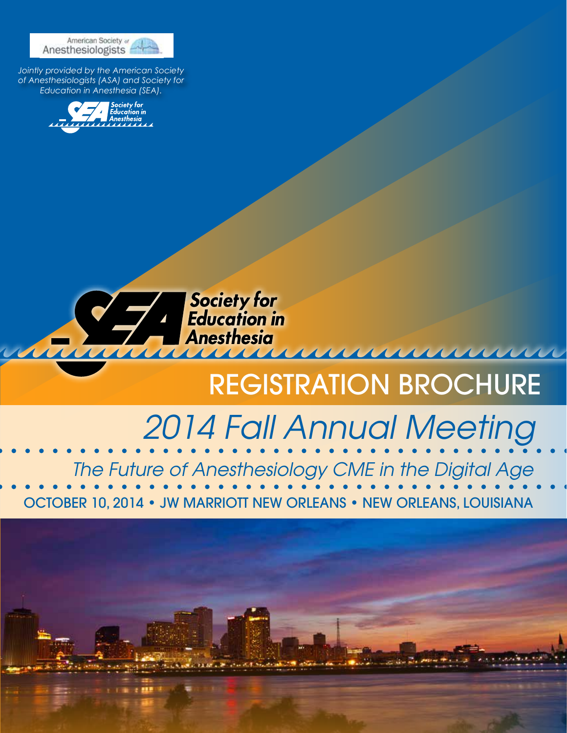American Society of Anesthesiologists

*Jointly provided by the American Society of Anesthesiologists (ASA) and Society for Education in Anesthesia (SEA).*

Society for Education in Anesthesia

Society for Education in Anesthesia

# REGISTRATION BROCHURE

## *2014 Fall Annual Meeting*

### *The Future of Anesthesiology CME in the Digital Age*

OCTOBER 10, 2014 • JW MARRIOTT NEW ORLEANS • NEW ORLEANS, LOUISIANA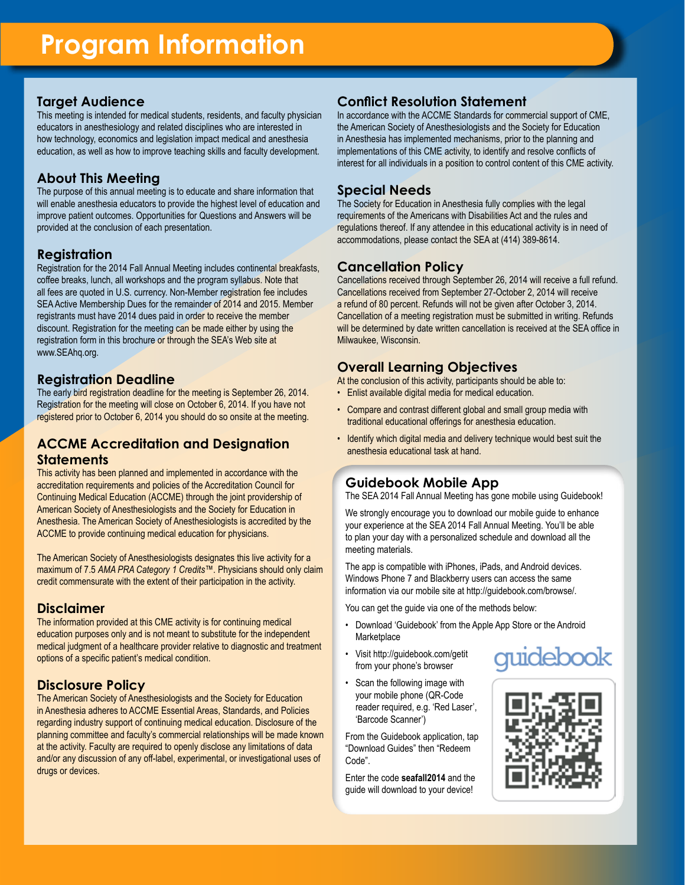# Program Information

## Target Audience

This meeting is intended for medical students, residents, and faculty physician educators in anesthesiology and related disciplines who are interested in how technology, economics and legislation impact medical and anesthesia education, as well as how to improve teaching skills and faculty development.

## About This Meeting

The purpose of this annual meeting is to educate and share information that will enable anesthesia educators to provide the highest level of education and improve patient outcomes. Opportunities for Questions and Answers will be provided at the conclusion of each presentation.

## Registration

Registration for the 2014 Fall Annual Meeting includes continental breakfasts, coffee breaks, lunch, all workshops and the program syllabus. Note that all fees are quoted in U.S. currency. Non-Member registration fee includes SEA Active Membership Dues for the remainder of 2014 and 2015. Member registrants must have 2014 dues paid in order to receive the member discount. Registration for the meeting can be made either by using the registration form in this brochure or through the SEA's Web site at www.SEAhq.org.

## Registration Deadline

The early bird registration deadline for the meeting is September 26, 2014. Registration for the meeting will close on October 6, 2014. If you have not registered prior to October 6, 2014 you should do so onsite at the meeting.

## ACCME Accreditation and Designation Statements

This activity has been planned and implemented in accordance with the accreditation requirements and policies of the Accreditation Council for Continuing Medical Education (ACCME) through the joint providership of American Society of Anesthesiologists and the Society for Education in Anesthesia. The American Society of Anesthesiologists is accredited by the ACCME to provide continuing medical education for physicians.

The American Society of Anesthesiologists designates this live activity for a maximum of 7.5 *AMA PRA Category 1 Credits™*. Physicians should only claim credit commensurate with the extent of their participation in the activity.

## Disclaimer

The information provided at this CME activity is for continuing medical education purposes only and is not meant to substitute for the independent medical judgment of a healthcare provider relative to diagnostic and treatment options of a specific patient's medical condition.

## Disclosure Policy

The American Society of Anesthesiologists and the Society for Education in Anesthesia adheres to ACCME Essential Areas, Standards, and Policies regarding industry support of continuing medical education. Disclosure of the planning committee and faculty's commercial relationships will be made known at the activity. Faculty are required to openly disclose any limitations of data and/or any discussion of any off-label, experimental, or investigational uses of drugs or devices.

## Conflict Resolution Statement

In accordance with the ACCME Standards for commercial support of CME, the American Society of Anesthesiologists and the Society for Education in Anesthesia has implemented mechanisms, prior to the planning and implementations of this CME activity, to identify and resolve conflicts of interest for all individuals in a position to control content of this CME activity.

## Special Needs

The Society for Education in Anesthesia fully complies with the legal requirements of the Americans with Disabilities Act and the rules and regulations thereof. If any attendee in this educational activity is in need of accommodations, please contact the SEA at (414) 389-8614.

## Cancellation Policy

Cancellations received through September 26, 2014 will receive a full refund. Cancellations received from September 27-October 2, 2014 will receive a refund of 80 percent. Refunds will not be given after October 3, 2014. Cancellation of a meeting registration must be submitted in writing. Refunds will be determined by date written cancellation is received at the SEA office in Milwaukee, Wisconsin.

## Overall Learning Objectives

At the conclusion of this activity, participants should be able to:

- Enlist available digital media for medical education.
- Compare and contrast different global and small group media with traditional educational offerings for anesthesia education.
- Identify which digital media and delivery technique would best suit the anesthesia educational task at hand.

## Guidebook Mobile App

The SEA 2014 Fall Annual Meeting has gone mobile using Guidebook!

We strongly encourage you to download our mobile guide to enhance your experience at the SEA 2014 Fall Annual Meeting. You'll be able to plan your day with a personalized schedule and download all the meeting materials.

The app is compatible with iPhones, iPads, and Android devices. Windows Phone 7 and Blackberry users can access the same information via our mobile site at http://guidebook.com/browse/.

You can get the guide via one of the methods below:

- Download 'Guidebook' from the Apple App Store or the Android Marketplace
- Visit http://guidebook.com/getit from your phone's browser
- Scan the following image with your mobile phone (QR-Code reader required, e.g. 'Red Laser', 'Barcode Scanner')

From the Guidebook application, tap "Download Guides" then "Redeem Code".

Enter the code **seafall2014** and the guide will download to your device!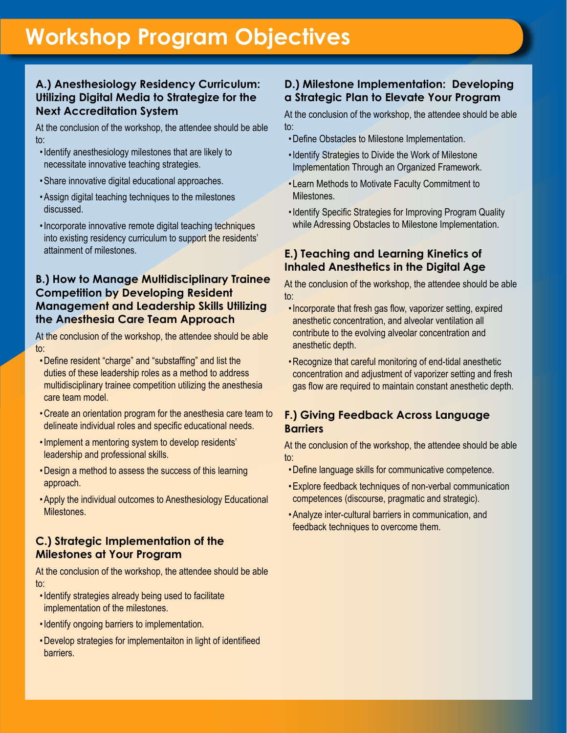# Workshop Program Objectives

### A.) Anesthesiology Residency Curriculum: Utilizing Digital Media to Strategize for the Next Accreditation System

At the conclusion of the workshop, the attendee should be able to:

- Identify anesthesiology milestones that are likely to necessitate innovative teaching strategies.
- Share innovative digital educational approaches.
- Assign digital teaching techniques to the milestones discussed.
- Incorporate innovative remote digital teaching techniques into existing residency curriculum to support the residents' attainment of milestones.

### B.) How to Manage Multidisciplinary Trainee Competition by Developing Resident Management and Leadership Skills Utilizing the Anesthesia Care Team Approach

At the conclusion of the workshop, the attendee should be able to:

- Define resident "charge" and "substaffing" and list the duties of these leadership roles as a method to address multidisciplinary trainee competition utilizing the anesthesia care team model.
- Create an orientation program for the anesthesia care team to delineate individual roles and specific educational needs.
- Implement a mentoring system to develop residents' leadership and professional skills.
- Design a method to assess the success of this learning approach.
- Apply the individual outcomes to Anesthesiology Educational Milestones.

### C.) Strategic Implementation of the Milestones at Your Program

At the conclusion of the workshop, the attendee should be able to:

- Identify strategies already being used to facilitate implementation of the milestones.
- Identify ongoing barriers to implementation.
- Develop strategies for implementaiton in light of identifieed barriers.

### D.) Milestone Implementation: Developing a Strategic Plan to Elevate Your Program

At the conclusion of the workshop, the attendee should be able to:

- Define Obstacles to Milestone Implementation.
- Identify Strategies to Divide the Work of Milestone Implementation Through an Organized Framework.
- Learn Methods to Motivate Faculty Commitment to Milestones.
- Identify Specific Strategies for Improving Program Quality while Adressing Obstacles to Milestone Implementation.

### E.) Teaching and Learning Kinetics of Inhaled Anesthetics in the Digital Age

At the conclusion of the workshop, the attendee should be able to:

- Incorporate that fresh gas flow, vaporizer setting, expired anesthetic concentration, and alveolar ventilation all contribute to the evolving alveolar concentration and anesthetic depth.
- Recognize that careful monitoring of end-tidal anesthetic concentration and adjustment of vaporizer setting and fresh gas flow are required to maintain constant anesthetic depth.

### F.) Giving Feedback Across Language Barriers

At the conclusion of the workshop, the attendee should be able to:

- Define language skills for communicative competence.
- Explore feedback techniques of non-verbal communication competences (discourse, pragmatic and strategic).
- Analyze inter-cultural barriers in communication, and feedback techniques to overcome them.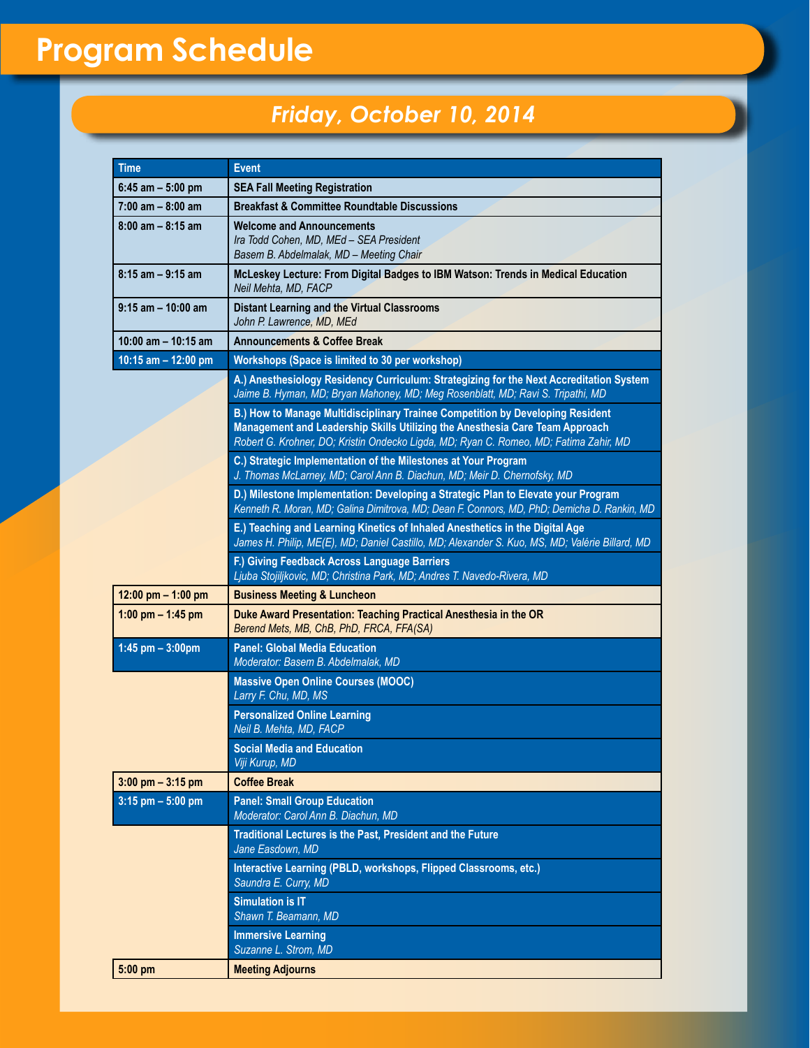# Program Schedule

## *Friday, October 10, 2014*

| Time | Event |
|---|---|
| 6:45 am – 5:00 pm | **SEA Fall Meeting Registration** |
| 7:00 am – 8:00 am | **Breakfast & Committee Roundtable Discussions** |
| 8:00 am – 8:15 am | **Welcome and Announcements**<br>*Ira Todd Cohen, MD, MEd – SEA President*<br>*Basem B. Abdelmalak, MD – Meeting Chair* |
| 8:15 am – 9:15 am | **McLeskey Lecture: From Digital Badges to IBM Watson: Trends in Medical Education**<br>*Neil Mehta, MD, FACP* |
| 9:15 am – 10:00 am | **Distant Learning and the Virtual Classrooms**<br>*John P. Lawrence, MD, MEd* |
| 10:00 am – 10:15 am | **Announcements & Coffee Break** |
| 10:15 am – 12:00 pm | **Workshops (Space is limited to 30 per workshop)** |
| | **A.) Anesthesiology Residency Curriculum: Strategizing for the Next Accreditation System**<br>*Jaime B. Hyman, MD; Bryan Mahoney, MD; Meg Rosenblatt, MD; Ravi S. Tripathi, MD* |
| | **B.) How to Manage Multidisciplinary Trainee Competition by Developing Resident Management and Leadership Skills Utilizing the Anesthesia Care Team Approach**<br>*Robert G. Krohner, DO; Kristin Ondecko Ligda, MD; Ryan C. Romeo, MD; Fatima Zahir, MD* |
| | **C.) Strategic Implementation of the Milestones at Your Program**<br>*J. Thomas McLarney, MD; Carol Ann B. Diachun, MD; Meir D. Chernofsky, MD* |
| | **D.) Milestone Implementation: Developing a Strategic Plan to Elevate your Program**<br>*Kenneth R. Moran, MD; Galina Dimitrova, MD; Dean F. Connors, MD, PhD; Demicha D. Rankin, MD* |
| | **E.) Teaching and Learning Kinetics of Inhaled Anesthetics in the Digital Age**<br>*James H. Philip, ME(E), MD; Daniel Castillo, MD; Alexander S. Kuo, MS, MD; Valérie Billard, MD* |
| | **F.) Giving Feedback Across Language Barriers**<br>*Ljuba Stojiljkovic, MD; Christina Park, MD; Andres T. Navedo-Rivera, MD* |
| 12:00 pm – 1:00 pm | **Business Meeting & Luncheon** |
| 1:00 pm – 1:45 pm | **Duke Award Presentation: Teaching Practical Anesthesia in the OR**<br>*Berend Mets, MB, ChB, PhD, FRCA, FFA(SA)* |
| 1:45 pm – 3:00pm | **Panel: Global Media Education**<br>*Moderator: Basem B. Abdelmalak, MD* |
| | **Massive Open Online Courses (MOOC)**<br>*Larry F. Chu, MD, MS* |
| | **Personalized Online Learning**<br>*Neil B. Mehta, MD, FACP* |
| | **Social Media and Education**<br>*Viji Kurup, MD* |
| 3:00 pm – 3:15 pm | **Coffee Break** |
| 3:15 pm – 5:00 pm | **Panel: Small Group Education**<br>*Moderator: Carol Ann B. Diachun, MD* |
| | **Traditional Lectures is the Past, President and the Future**<br>*Jane Easdown, MD* |
| | **Interactive Learning (PBLD, workshops, Flipped Classrooms, etc.)**<br>*Saundra E. Curry, MD* |
| | **Simulation is IT**<br>*Shawn T. Beamann, MD* |
| | **Immersive Learning**<br>*Suzanne L. Strom, MD* |
| 5:00 pm | **Meeting Adjourns** |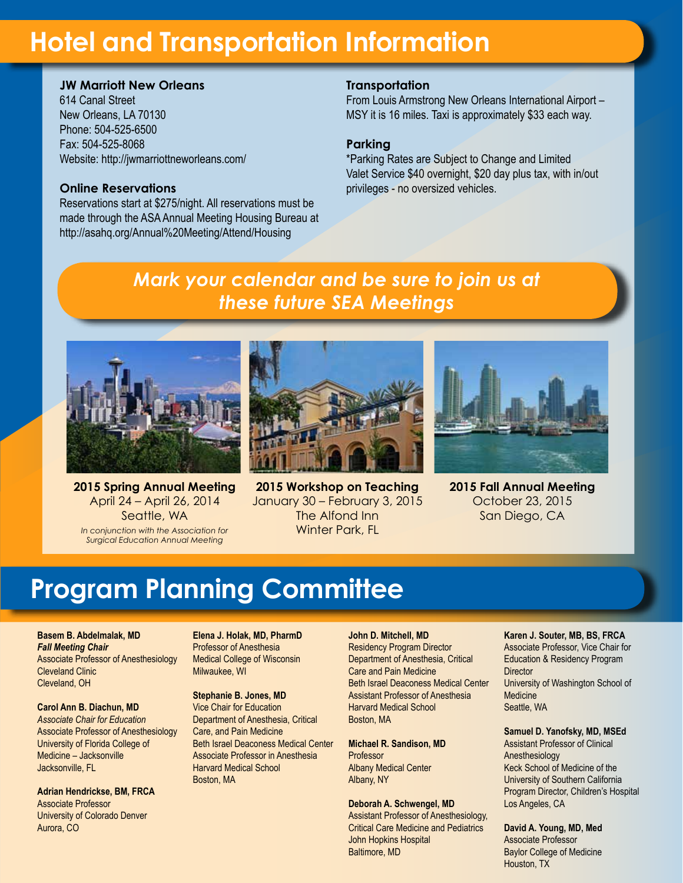# Hotel and Transportation Information

**JW Marriott New Orleans**
614 Canal Street
New Orleans, LA 70130
Phone: 504-525-6500
Fax: 504-525-8068
Website: http://jwmarriottneworleans.com/

**Online Reservations**
Reservations start at $275/night. All reservations must be made through the ASA Annual Meeting Housing Bureau at http://asahq.org/Annual%20Meeting/Attend/Housing

**Transportation**
From Louis Armstrong New Orleans International Airport – MSY it is 16 miles. Taxi is approximately $33 each way.

**Parking**
*Parking Rates are Subject to Change and Limited
Valet Service $40 overnight, $20 day plus tax, with in/out privileges - no oversized vehicles.

## *Mark your calendar and be sure to join us at these future SEA Meetings*

**2015 Spring Annual Meeting**
April 24 – April 26, 2014
Seattle, WA
*In conjunction with the Association for Surgical Education Annual Meeting*

**2015 Workshop on Teaching**
January 30 – February 3, 2015
The Alfond Inn
Winter Park, FL

**2015 Fall Annual Meeting**
October 23, 2015
San Diego, CA

# Program Planning Committee

**Basem B. Abdelmalak, MD**
***Fall Meeting Chair***
Associate Professor of Anesthesiology
Cleveland Clinic
Cleveland, OH

**Carol Ann B. Diachun, MD**
*Associate Chair for Education*
Associate Professor of Anesthesiology
University of Florida College of Medicine – Jacksonville
Jacksonville, FL

**Adrian Hendrickse, BM, FRCA**
Associate Professor
University of Colorado Denver
Aurora, CO

**Elena J. Holak, MD, PharmD**
Professor of Anesthesia
Medical College of Wisconsin
Milwaukee, WI

**Stephanie B. Jones, MD**
Vice Chair for Education
Department of Anesthesia, Critical Care, and Pain Medicine
Beth Israel Deaconess Medical Center
Associate Professor in Anesthesia
Harvard Medical School
Boston, MA

**John D. Mitchell, MD**
Residency Program Director
Department of Anesthesia, Critical Care and Pain Medicine
Beth Israel Deaconess Medical Center
Assistant Professor of Anesthesia
Harvard Medical School
Boston, MA

**Michael R. Sandison, MD**
Professor
Albany Medical Center
Albany, NY

**Deborah A. Schwengel, MD**
Assistant Professor of Anesthesiology, Critical Care Medicine and Pediatrics
John Hopkins Hospital
Baltimore, MD

**Karen J. Souter, MB, BS, FRCA**
Associate Professor, Vice Chair for Education & Residency Program Director
University of Washington School of Medicine
Seattle, WA

**Samuel D. Yanofsky, MD, MSEd**
Assistant Professor of Clinical Anesthesiology
Keck School of Medicine of the University of Southern California
Program Director, Children's Hospital
Los Angeles, CA

**David A. Young, MD, Med**
Associate Professor
Baylor College of Medicine
Houston, TX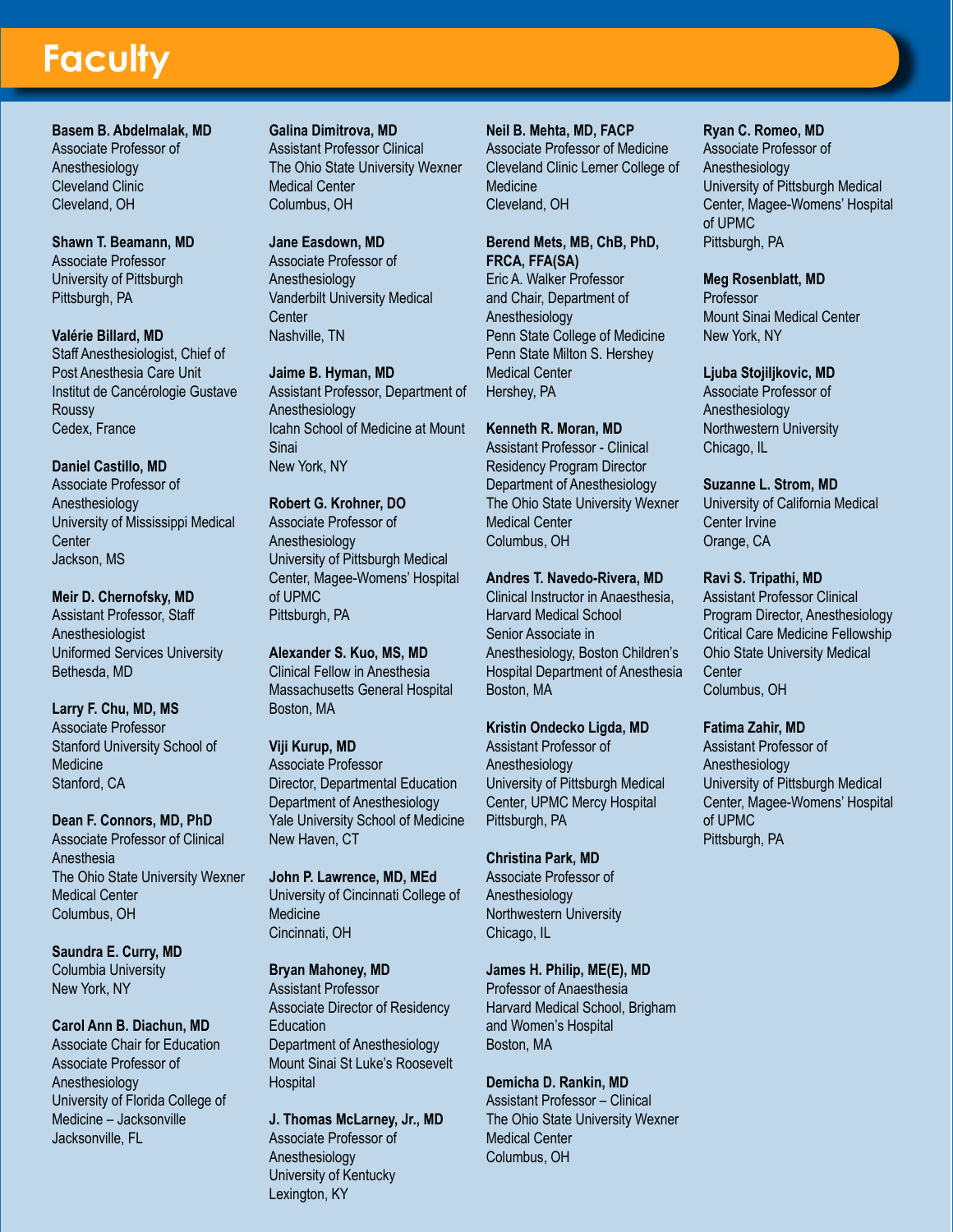# Faculty

**Basem B. Abdelmalak, MD**
Associate Professor of Anesthesiology
Cleveland Clinic
Cleveland, OH

**Shawn T. Beamann, MD**
Associate Professor
University of Pittsburgh
Pittsburgh, PA

**Valérie Billard, MD**
Staff Anesthesiologist, Chief of Post Anesthesia Care Unit
Institut de Cancérologie Gustave Roussy
Cedex, France

**Daniel Castillo, MD**
Associate Professor of Anesthesiology
University of Mississippi Medical Center
Jackson, MS

**Meir D. Chernofsky, MD**
Assistant Professor, Staff Anesthesiologist
Uniformed Services University
Bethesda, MD

**Larry F. Chu, MD, MS**
Associate Professor
Stanford University School of Medicine
Stanford, CA

**Dean F. Connors, MD, PhD**
Associate Professor of Clinical Anesthesia
The Ohio State University Wexner Medical Center
Columbus, OH

**Saundra E. Curry, MD**
Columbia University
New York, NY

**Carol Ann B. Diachun, MD**
Associate Chair for Education
Associate Professor of Anesthesiology
University of Florida College of Medicine – Jacksonville
Jacksonville, FL

**Galina Dimitrova, MD**
Assistant Professor Clinical
The Ohio State University Wexner Medical Center
Columbus, OH

**Jane Easdown, MD**
Associate Professor of Anesthesiology
Vanderbilt University Medical Center
Nashville, TN

**Jaime B. Hyman, MD**
Assistant Professor, Department of Anesthesiology
Icahn School of Medicine at Mount Sinai
New York, NY

**Robert G. Krohner, DO**
Associate Professor of Anesthesiology
University of Pittsburgh Medical Center, Magee-Womens' Hospital of UPMC
Pittsburgh, PA

**Alexander S. Kuo, MS, MD**
Clinical Fellow in Anesthesia
Massachusetts General Hospital
Boston, MA

**Viji Kurup, MD**
Associate Professor
Director, Departmental Education
Department of Anesthesiology
Yale University School of Medicine
New Haven, CT

**John P. Lawrence, MD, MEd**
University of Cincinnati College of Medicine
Cincinnati, OH

**Bryan Mahoney, MD**
Assistant Professor
Associate Director of Residency Education
Department of Anesthesiology
Mount Sinai St Luke's Roosevelt Hospital

**J. Thomas McLarney, Jr., MD**
Associate Professor of Anesthesiology
University of Kentucky
Lexington, KY

**Neil B. Mehta, MD, FACP**
Associate Professor of Medicine
Cleveland Clinic Lerner College of Medicine
Cleveland, OH

**Berend Mets, MB, ChB, PhD, FRCA, FFA(SA)**
Eric A. Walker Professor and Chair, Department of Anesthesiology
Penn State College of Medicine
Penn State Milton S. Hershey Medical Center
Hershey, PA

**Kenneth R. Moran, MD**
Assistant Professor - Clinical
Residency Program Director
Department of Anesthesiology
The Ohio State University Wexner Medical Center
Columbus, OH

**Andres T. Navedo-Rivera, MD**
Clinical Instructor in Anaesthesia, Harvard Medical School
Senior Associate in Anesthesiology, Boston Children's Hospital Department of Anesthesia
Boston, MA

**Kristin Ondecko Ligda, MD**
Assistant Professor of Anesthesiology
University of Pittsburgh Medical Center, UPMC Mercy Hospital
Pittsburgh, PA

**Christina Park, MD**
Associate Professor of Anesthesiology
Northwestern University
Chicago, IL

**James H. Philip, ME(E), MD**
Professor of Anaesthesia
Harvard Medical School, Brigham and Women's Hospital
Boston, MA

**Demicha D. Rankin, MD**
Assistant Professor – Clinical
The Ohio State University Wexner Medical Center
Columbus, OH

**Ryan C. Romeo, MD**
Associate Professor of Anesthesiology
University of Pittsburgh Medical Center, Magee-Womens' Hospital of UPMC
Pittsburgh, PA

**Meg Rosenblatt, MD**
Professor
Mount Sinai Medical Center
New York, NY

**Ljuba Stojiljkovic, MD**
Associate Professor of Anesthesiology
Northwestern University
Chicago, IL

**Suzanne L. Strom, MD**
University of California Medical Center Irvine
Orange, CA

**Ravi S. Tripathi, MD**
Assistant Professor Clinical
Program Director, Anesthesiology Critical Care Medicine Fellowship
Ohio State University Medical Center
Columbus, OH

**Fatima Zahir, MD**
Assistant Professor of Anesthesiology
University of Pittsburgh Medical Center, Magee-Womens' Hospital of UPMC
Pittsburgh, PA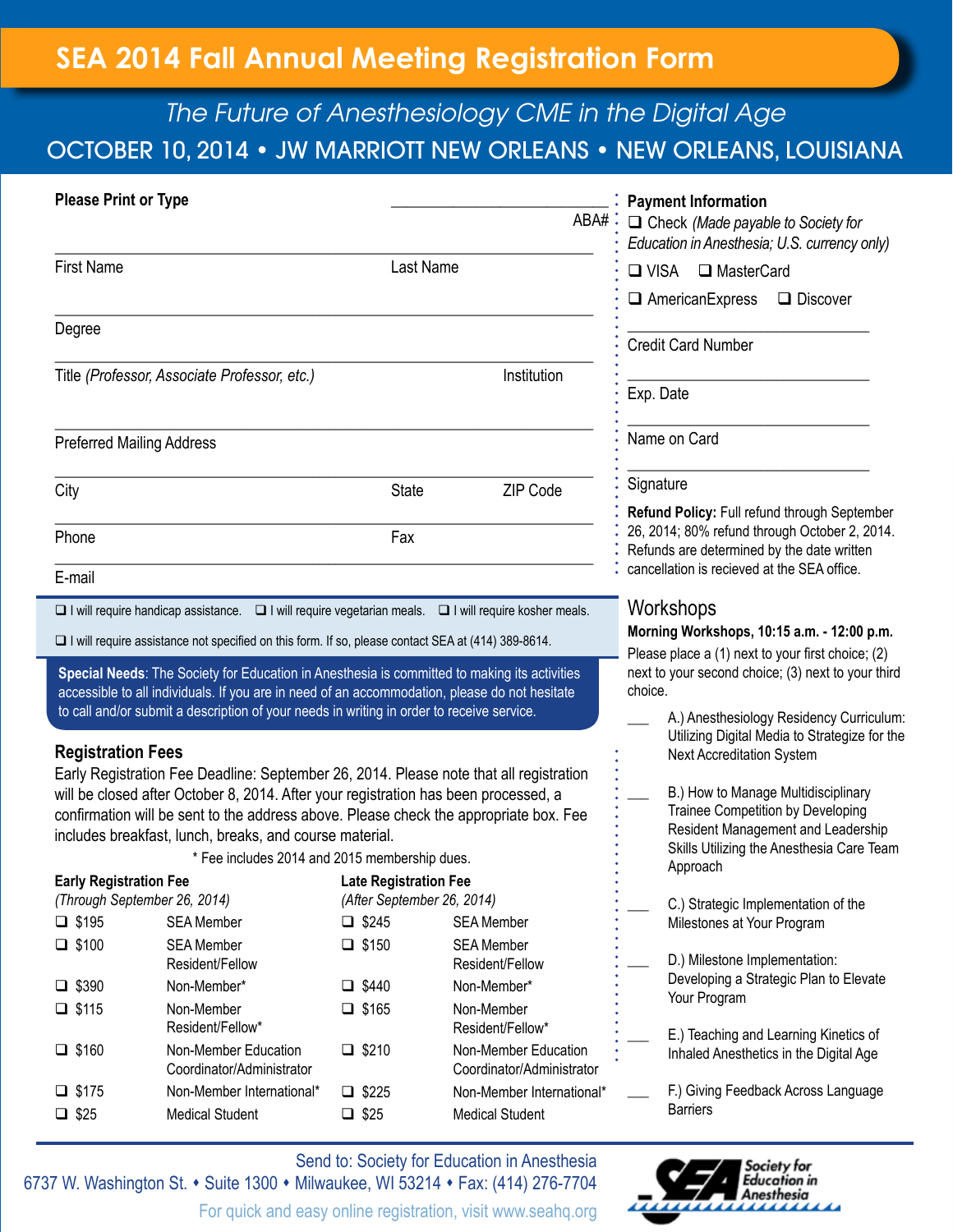# SEA 2014 Fall Annual Meeting Registration Form

## *The Future of Anesthesiology CME in the Digital Age*

OCTOBER 10, 2014 • JW MARRIOTT NEW ORLEANS • NEW ORLEANS, LOUISIANA

**Please Print or Type**

ABA#

First Name

Last Name

Degree

Title *(Professor, Associate Professor, etc.)*

Institution

Preferred Mailing Address

City

State

ZIP Code

Phone

Fax

E-mail

❑ I will require handicap assistance. ❑ I will require vegetarian meals. ❑ I will require kosher meals.

❑ I will require assistance not specified on this form. If so, please contact SEA at (414) 389-8614.

**Special Needs**: The Society for Education in Anesthesia is committed to making its activities accessible to all individuals. If you are in need of an accommodation, please do not hesitate to call and/or submit a description of your needs in writing in order to receive service.

### Registration Fees

Early Registration Fee Deadline: September 26, 2014. Please note that all registration will be closed after October 8, 2014. After your registration has been processed, a confirmation will be sent to the address above. Please check the appropriate box. Fee includes breakfast, lunch, breaks, and course material.

\* Fee includes 2014 and 2015 membership dues.

| **Early Registration Fee** *(Through September 26, 2014)* | | **Late Registration Fee** *(After September 26, 2014)* | |
|---|---|---|---|
| ❑ $195 | SEA Member | ❑ $245 | SEA Member |
| ❑ $100 | SEA Member Resident/Fellow | ❑ $150 | SEA Member Resident/Fellow |
| ❑ $390 | Non-Member* | ❑ $440 | Non-Member* |
| ❑ $115 | Non-Member Resident/Fellow* | ❑ $165 | Non-Member Resident/Fellow* |
| ❑ $160 | Non-Member Education Coordinator/Administrator | ❑ $210 | Non-Member Education Coordinator/Administrator |
| ❑ $175 | Non-Member International* | ❑ $225 | Non-Member International* |
| ❑ $25 | Medical Student | ❑ $25 | Medical Student |

### Payment Information

❑ Check *(Made payable to Society for Education in Anesthesia; U.S. currency only)*

❑ VISA ❑ MasterCard

❑ AmericanExpress ❑ Discover

Credit Card Number

Exp. Date

Name on Card

Signature

**Refund Policy:** Full refund through September 26, 2014; 80% refund through October 2, 2014. Refunds are determined by the date written cancellation is recieved at the SEA office.

### Workshops

**Morning Workshops, 10:15 a.m. - 12:00 p.m.**

Please place a (1) next to your first choice; (2) next to your second choice; (3) next to your third choice.

___ A.) Anesthesiology Residency Curriculum: Utilizing Digital Media to Strategize for the Next Accreditation System

___ B.) How to Manage Multidisciplinary Trainee Competition by Developing Resident Management and Leadership Skills Utilizing the Anesthesia Care Team Approach

___ C.) Strategic Implementation of the Milestones at Your Program

___ D.) Milestone Implementation: Developing a Strategic Plan to Elevate Your Program

___ E.) Teaching and Learning Kinetics of Inhaled Anesthetics in the Digital Age

___ F.) Giving Feedback Across Language Barriers

Send to: Society for Education in Anesthesia

6737 W. Washington St. • Suite 1300 • Milwaukee, WI 53214 • Fax: (414) 276-7704

For quick and easy online registration, visit www.seahq.org

SEA Society for Education in Anesthesia